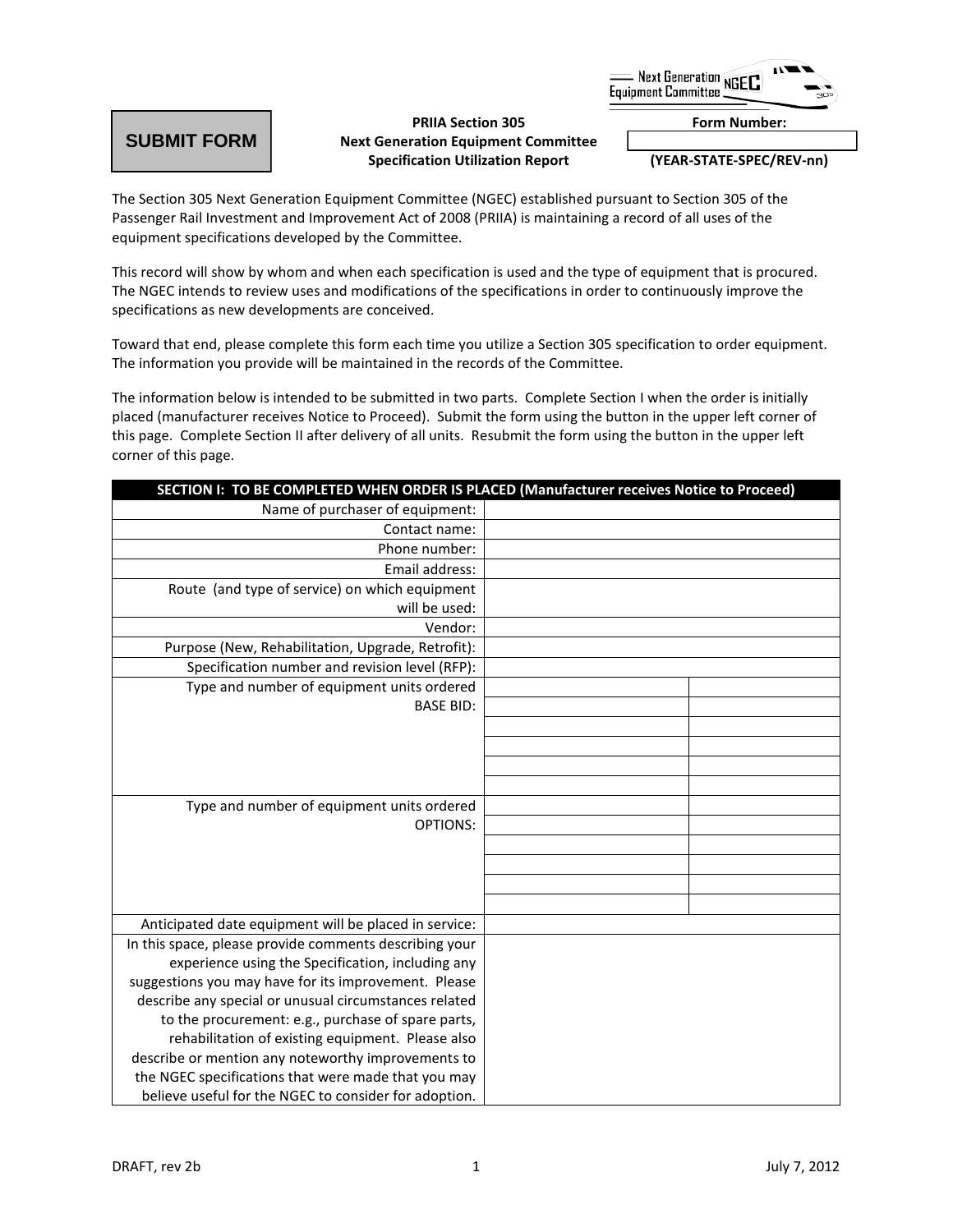SUBMIT FORM

**PRIIA Section 305**
**Next Generation Equipment Committee**
**Specification Utilization Report**

**Form Number:**

**(YEAR-STATE-SPEC/REV-nn)**

The Section 305 Next Generation Equipment Committee (NGEC) established pursuant to Section 305 of the Passenger Rail Investment and Improvement Act of 2008 (PRIIA) is maintaining a record of all uses of the equipment specifications developed by the Committee.

This record will show by whom and when each specification is used and the type of equipment that is procured. The NGEC intends to review uses and modifications of the specifications in order to continuously improve the specifications as new developments are conceived.

Toward that end, please complete this form each time you utilize a Section 305 specification to order equipment. The information you provide will be maintained in the records of the Committee.

The information below is intended to be submitted in two parts. Complete Section I when the order is initially placed (manufacturer receives Notice to Proceed). Submit the form using the button in the upper left corner of this page. Complete Section II after delivery of all units. Resubmit the form using the button in the upper left corner of this page.

| SECTION I: TO BE COMPLETED WHEN ORDER IS PLACED (Manufacturer receives Notice to Proceed) | | |
|---|---|---|
| Name of purchaser of equipment: | | |
| Contact name: | | |
| Phone number: | | |
| Email address: | | |
| Route (and type of service) on which equipment will be used: | | |
| Vendor: | | |
| Purpose (New, Rehabilitation, Upgrade, Retrofit): | | |
| Specification number and revision level (RFP): | | |
| Type and number of equipment units ordered BASE BID: | | |
| | | |
| | | |
| | | |
| | | |
| | | |
| Type and number of equipment units ordered OPTIONS: | | |
| | | |
| | | |
| | | |
| | | |
| | | |
| Anticipated date equipment will be placed in service: | | |
| In this space, please provide comments describing your experience using the Specification, including any suggestions you may have for its improvement. Please describe any special or unusual circumstances related to the procurement: e.g., purchase of spare parts, rehabilitation of existing equipment. Please also describe or mention any noteworthy improvements to the NGEC specifications that were made that you may believe useful for the NGEC to consider for adoption. | | |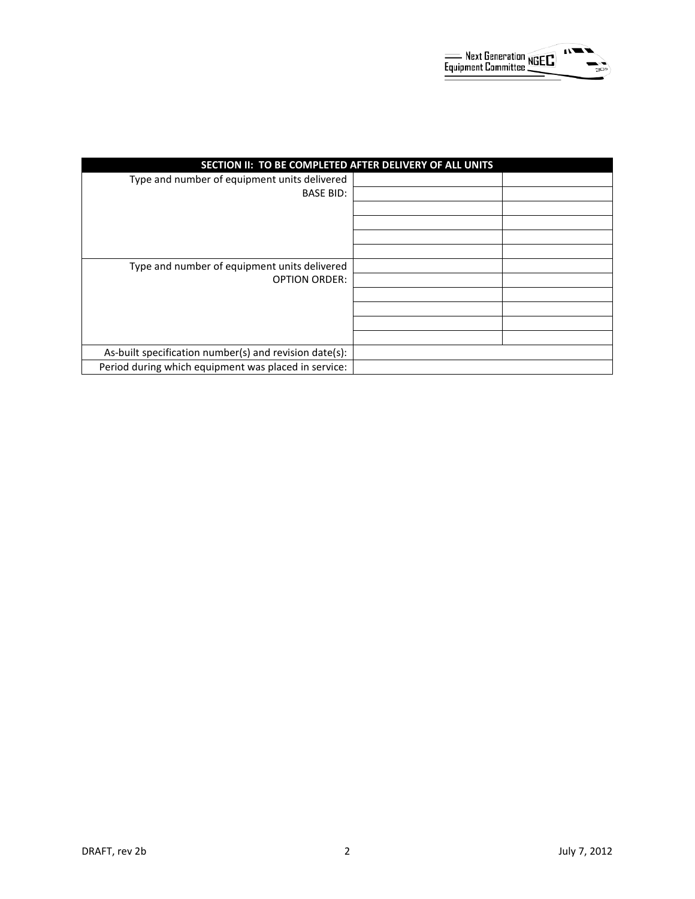| SECTION II: TO BE COMPLETED AFTER DELIVERY OF ALL UNITS | | |
|---|---|---|
| Type and number of equipment units delivered | | |
| BASE BID: | | |
| | | |
| | | |
| | | |
| | | |
| Type and number of equipment units delivered | | |
| OPTION ORDER: | | |
| | | |
| | | |
| | | |
| | | |
| As-built specification number(s) and revision date(s): | | |
| Period during which equipment was placed in service: | | |